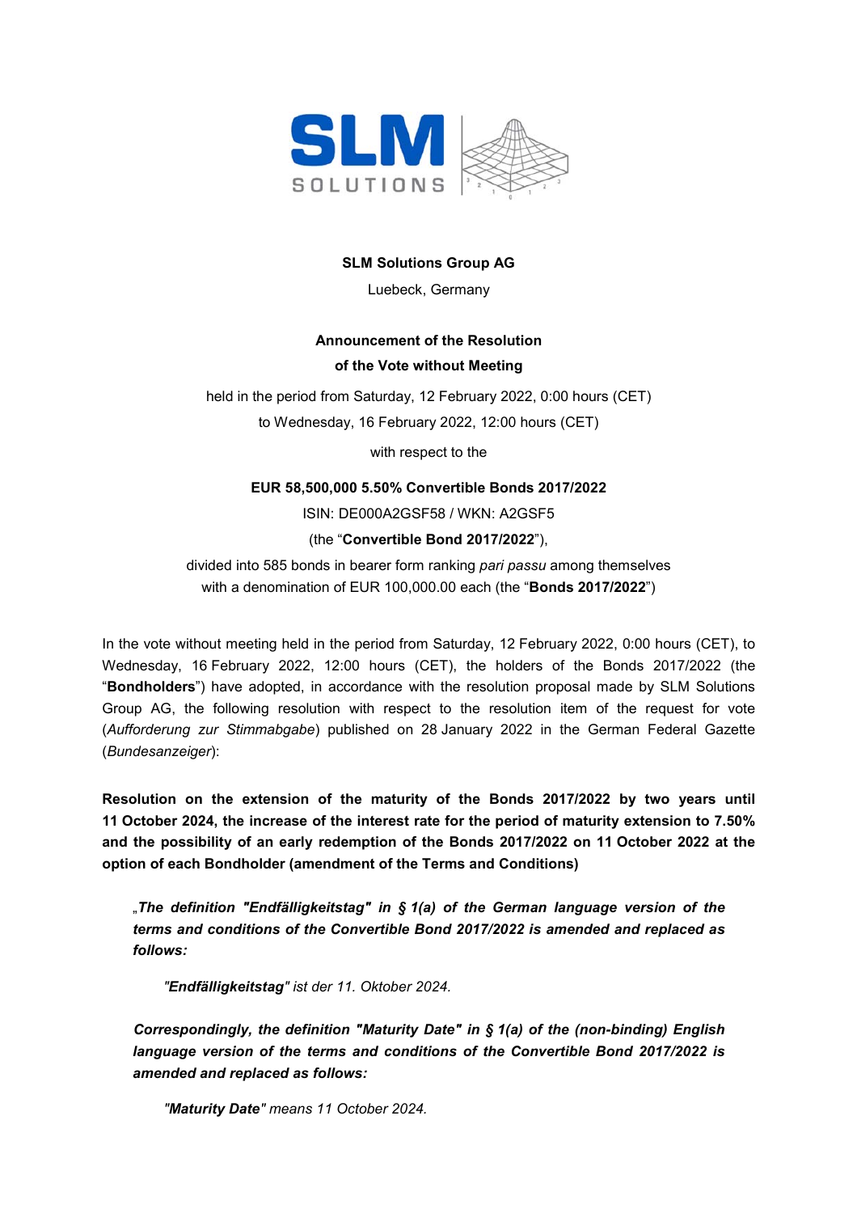**SLM Solutions Group AG**

Luebeck, Germany

**Announcement of the Resolution**
**of the Vote without Meeting**

held in the period from Saturday, 12 February 2022, 0:00 hours (CET)
to Wednesday, 16 February 2022, 12:00 hours (CET)

with respect to the

**EUR 58,500,000 5.50% Convertible Bonds 2017/2022**

ISIN: DE000A2GSF58 / WKN: A2GSF5

(the "**Convertible Bond 2017/2022**"),

divided into 585 bonds in bearer form ranking *pari passu* among themselves
with a denomination of EUR 100,000.00 each (the "**Bonds 2017/2022**")

In the vote without meeting held in the period from Saturday, 12 February 2022, 0:00 hours (CET), to Wednesday, 16 February 2022, 12:00 hours (CET), the holders of the Bonds 2017/2022 (the "**Bondholders**") have adopted, in accordance with the resolution proposal made by SLM Solutions Group AG, the following resolution with respect to the resolution item of the request for vote (*Aufforderung zur Stimmabgabe*) published on 28 January 2022 in the German Federal Gazette (*Bundesanzeiger*):

**Resolution on the extension of the maturity of the Bonds 2017/2022 by two years until 11 October 2024, the increase of the interest rate for the period of maturity extension to 7.50% and the possibility of an early redemption of the Bonds 2017/2022 on 11 October 2022 at the option of each Bondholder (amendment of the Terms and Conditions)**

> „***The definition "Endfälligkeitstag" in § 1(a) of the German language version of the terms and conditions of the Convertible Bond 2017/2022 is amended and replaced as follows:***
>
> *"**Endfälligkeitstag**" ist der 11. Oktober 2024.*
>
> ***Correspondingly, the definition "Maturity Date" in § 1(a) of the (non-binding) English language version of the terms and conditions of the Convertible Bond 2017/2022 is amended and replaced as follows:***
>
> *"**Maturity Date**" means 11 October 2024.*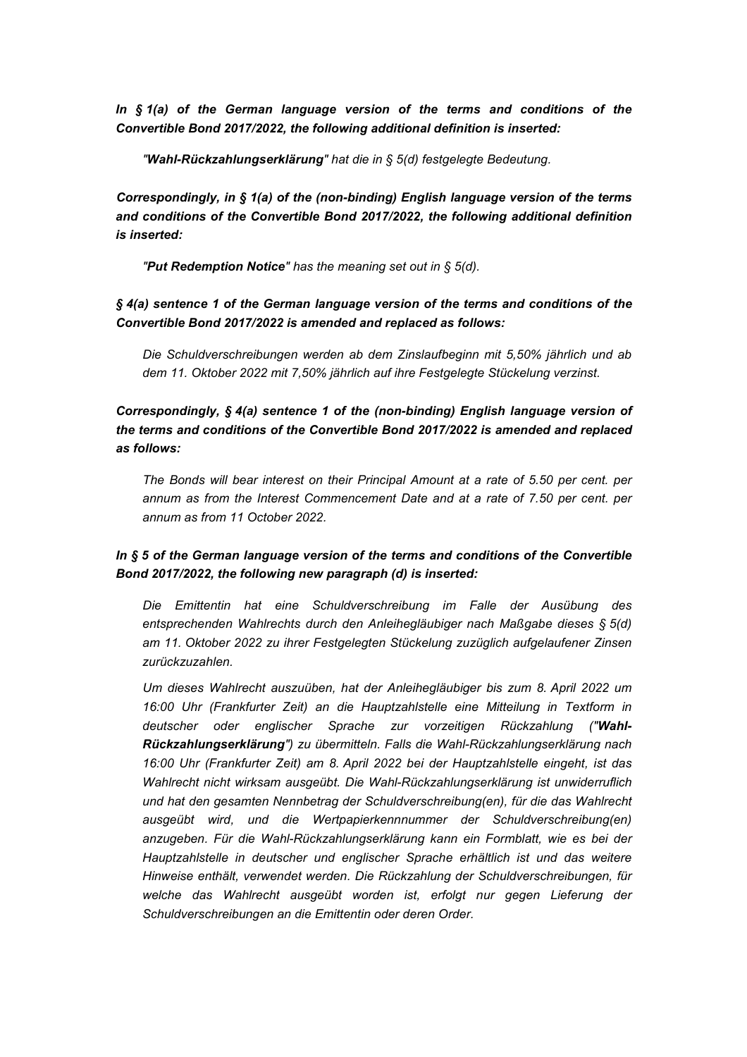***In § 1(a) of the German language version of the terms and conditions of the Convertible Bond 2017/2022, the following additional definition is inserted:***

*"**Wahl-Rückzahlungserklärung**" hat die in § 5(d) festgelegte Bedeutung.*

***Correspondingly, in § 1(a) of the (non-binding) English language version of the terms and conditions of the Convertible Bond 2017/2022, the following additional definition is inserted:***

*"**Put Redemption Notice**" has the meaning set out in § 5(d).*

***§ 4(a) sentence 1 of the German language version of the terms and conditions of the Convertible Bond 2017/2022 is amended and replaced as follows:***

*Die Schuldverschreibungen werden ab dem Zinslaufbeginn mit 5,50% jährlich und ab dem 11. Oktober 2022 mit 7,50% jährlich auf ihre Festgelegte Stückelung verzinst.*

***Correspondingly, § 4(a) sentence 1 of the (non-binding) English language version of the terms and conditions of the Convertible Bond 2017/2022 is amended and replaced as follows:***

*The Bonds will bear interest on their Principal Amount at a rate of 5.50 per cent. per annum as from the Interest Commencement Date and at a rate of 7.50 per cent. per annum as from 11 October 2022.*

***In § 5 of the German language version of the terms and conditions of the Convertible Bond 2017/2022, the following new paragraph (d) is inserted:***

*Die Emittentin hat eine Schuldverschreibung im Falle der Ausübung des entsprechenden Wahlrechts durch den Anleihegläubiger nach Maßgabe dieses § 5(d) am 11. Oktober 2022 zu ihrer Festgelegten Stückelung zuzüglich aufgelaufener Zinsen zurückzuzahlen.*

*Um dieses Wahlrecht auszuüben, hat der Anleihegläubiger bis zum 8. April 2022 um 16:00 Uhr (Frankfurter Zeit) an die Hauptzahlstelle eine Mitteilung in Textform in deutscher oder englischer Sprache zur vorzeitigen Rückzahlung ("**Wahl-Rückzahlungserklärung**") zu übermitteln. Falls die Wahl-Rückzahlungserklärung nach 16:00 Uhr (Frankfurter Zeit) am 8. April 2022 bei der Hauptzahlstelle eingeht, ist das Wahlrecht nicht wirksam ausgeübt. Die Wahl-Rückzahlungserklärung ist unwiderruflich und hat den gesamten Nennbetrag der Schuldverschreibung(en), für die das Wahlrecht ausgeübt wird, und die Wertpapierkennnummer der Schuldverschreibung(en) anzugeben. Für die Wahl-Rückzahlungserklärung kann ein Formblatt, wie es bei der Hauptzahlstelle in deutscher und englischer Sprache erhältlich ist und das weitere Hinweise enthält, verwendet werden. Die Rückzahlung der Schuldverschreibungen, für welche das Wahlrecht ausgeübt worden ist, erfolgt nur gegen Lieferung der Schuldverschreibungen an die Emittentin oder deren Order.*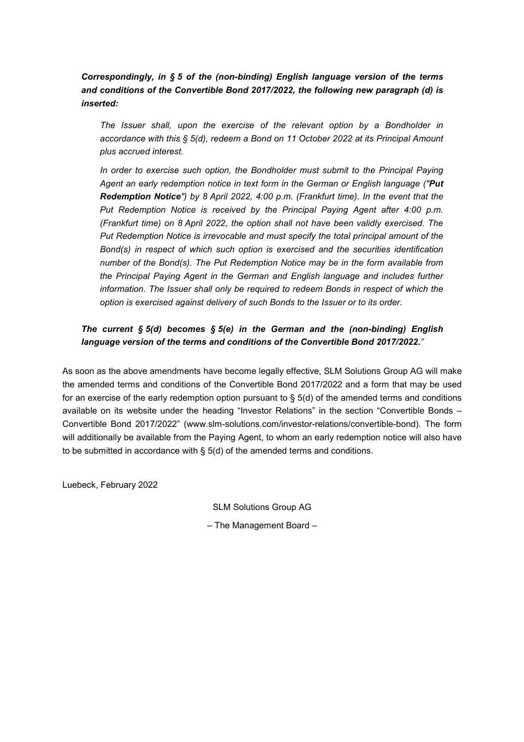***Correspondingly, in § 5 of the (non-binding) English language version of the terms and conditions of the Convertible Bond 2017/2022, the following new paragraph (d) is inserted:***

> *The Issuer shall, upon the exercise of the relevant option by a Bondholder in accordance with this § 5(d), redeem a Bond on 11 October 2022 at its Principal Amount plus accrued interest.*
>
> *In order to exercise such option, the Bondholder must submit to the Principal Paying Agent an early redemption notice in text form in the German or English language ("**Put Redemption Notice**") by 8 April 2022, 4:00 p.m. (Frankfurt time). In the event that the Put Redemption Notice is received by the Principal Paying Agent after 4:00 p.m. (Frankfurt time) on 8 April 2022, the option shall not have been validly exercised. The Put Redemption Notice is irrevocable and must specify the total principal amount of the Bond(s) in respect of which such option is exercised and the securities identification number of the Bond(s). The Put Redemption Notice may be in the form available from the Principal Paying Agent in the German and English language and includes further information. The Issuer shall only be required to redeem Bonds in respect of which the option is exercised against delivery of such Bonds to the Issuer or to its order.*

***The current § 5(d) becomes § 5(e) in the German and the (non-binding) English language version of the terms and conditions of the Convertible Bond 2017/2022.****"*

As soon as the above amendments have become legally effective, SLM Solutions Group AG will make the amended terms and conditions of the Convertible Bond 2017/2022 and a form that may be used for an exercise of the early redemption option pursuant to § 5(d) of the amended terms and conditions available on its website under the heading "Investor Relations" in the section "Convertible Bonds – Convertible Bond 2017/2022" (www.slm-solutions.com/investor-relations/convertible-bond). The form will additionally be available from the Paying Agent, to whom an early redemption notice will also have to be submitted in accordance with § 5(d) of the amended terms and conditions.

Luebeck, February 2022

SLM Solutions Group AG

– The Management Board –